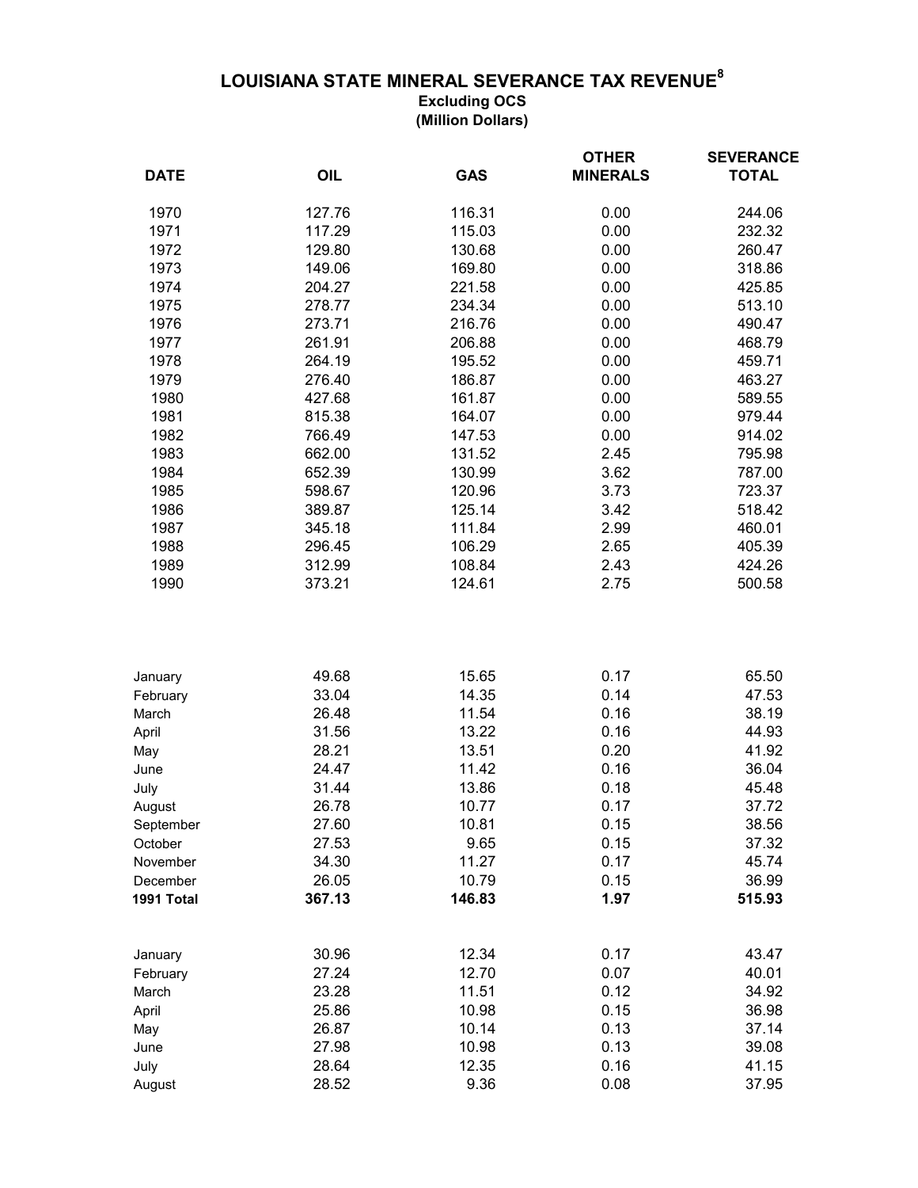# LOUISIANA STATE MINERAL SEVERANCE TAX REVENUE[8]

**Excluding OCS**
**(Million Dollars)**

| DATE | OIL | GAS | OTHER MINERALS | SEVERANCE TOTAL |
|---|---|---|---|---|
| 1970 | 127.76 | 116.31 | 0.00 | 244.06 |
| 1971 | 117.29 | 115.03 | 0.00 | 232.32 |
| 1972 | 129.80 | 130.68 | 0.00 | 260.47 |
| 1973 | 149.06 | 169.80 | 0.00 | 318.86 |
| 1974 | 204.27 | 221.58 | 0.00 | 425.85 |
| 1975 | 278.77 | 234.34 | 0.00 | 513.10 |
| 1976 | 273.71 | 216.76 | 0.00 | 490.47 |
| 1977 | 261.91 | 206.88 | 0.00 | 468.79 |
| 1978 | 264.19 | 195.52 | 0.00 | 459.71 |
| 1979 | 276.40 | 186.87 | 0.00 | 463.27 |
| 1980 | 427.68 | 161.87 | 0.00 | 589.55 |
| 1981 | 815.38 | 164.07 | 0.00 | 979.44 |
| 1982 | 766.49 | 147.53 | 0.00 | 914.02 |
| 1983 | 662.00 | 131.52 | 2.45 | 795.98 |
| 1984 | 652.39 | 130.99 | 3.62 | 787.00 |
| 1985 | 598.67 | 120.96 | 3.73 | 723.37 |
| 1986 | 389.87 | 125.14 | 3.42 | 518.42 |
| 1987 | 345.18 | 111.84 | 2.99 | 460.01 |
| 1988 | 296.45 | 106.29 | 2.65 | 405.39 |
| 1989 | 312.99 | 108.84 | 2.43 | 424.26 |
| 1990 | 373.21 | 124.61 | 2.75 | 500.58 |
| | | | | |
| January | 49.68 | 15.65 | 0.17 | 65.50 |
| February | 33.04 | 14.35 | 0.14 | 47.53 |
| March | 26.48 | 11.54 | 0.16 | 38.19 |
| April | 31.56 | 13.22 | 0.16 | 44.93 |
| May | 28.21 | 13.51 | 0.20 | 41.92 |
| June | 24.47 | 11.42 | 0.16 | 36.04 |
| July | 31.44 | 13.86 | 0.18 | 45.48 |
| August | 26.78 | 10.77 | 0.17 | 37.72 |
| September | 27.60 | 10.81 | 0.15 | 38.56 |
| October | 27.53 | 9.65 | 0.15 | 37.32 |
| November | 34.30 | 11.27 | 0.17 | 45.74 |
| December | 26.05 | 10.79 | 0.15 | 36.99 |
| **1991 Total** | **367.13** | **146.83** | **1.97** | **515.93** |
| | | | | |
| January | 30.96 | 12.34 | 0.17 | 43.47 |
| February | 27.24 | 12.70 | 0.07 | 40.01 |
| March | 23.28 | 11.51 | 0.12 | 34.92 |
| April | 25.86 | 10.98 | 0.15 | 36.98 |
| May | 26.87 | 10.14 | 0.13 | 37.14 |
| June | 27.98 | 10.98 | 0.13 | 39.08 |
| July | 28.64 | 12.35 | 0.16 | 41.15 |
| August | 28.52 | 9.36 | 0.08 | 37.95 |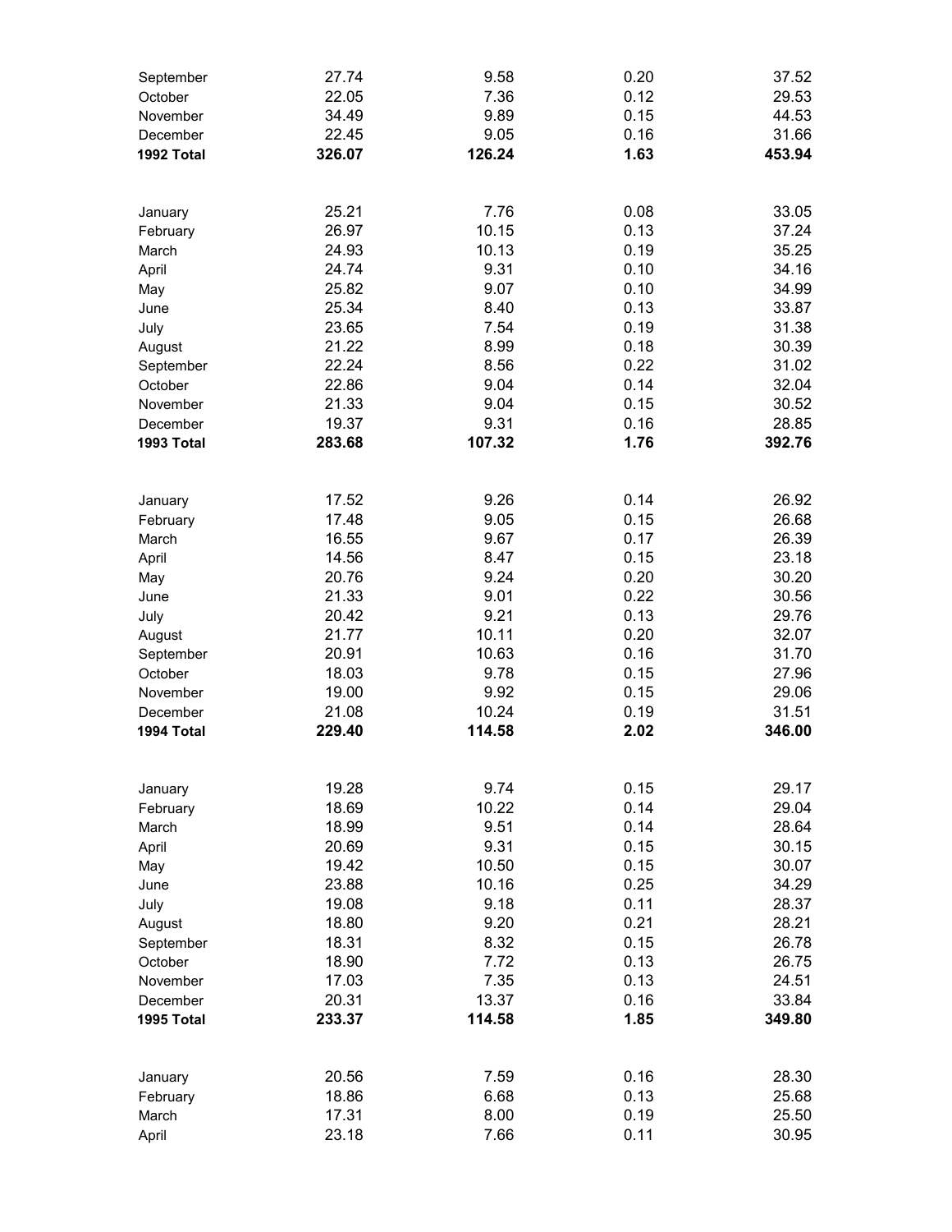| | | | | |
|---|---|---|---|---|
| September | 27.74 | 9.58 | 0.20 | 37.52 |
| October | 22.05 | 7.36 | 0.12 | 29.53 |
| November | 34.49 | 9.89 | 0.15 | 44.53 |
| December | 22.45 | 9.05 | 0.16 | 31.66 |
| **1992 Total** | **326.07** | **126.24** | **1.63** | **453.94** |
| | | | | |
| January | 25.21 | 7.76 | 0.08 | 33.05 |
| February | 26.97 | 10.15 | 0.13 | 37.24 |
| March | 24.93 | 10.13 | 0.19 | 35.25 |
| April | 24.74 | 9.31 | 0.10 | 34.16 |
| May | 25.82 | 9.07 | 0.10 | 34.99 |
| June | 25.34 | 8.40 | 0.13 | 33.87 |
| July | 23.65 | 7.54 | 0.19 | 31.38 |
| August | 21.22 | 8.99 | 0.18 | 30.39 |
| September | 22.24 | 8.56 | 0.22 | 31.02 |
| October | 22.86 | 9.04 | 0.14 | 32.04 |
| November | 21.33 | 9.04 | 0.15 | 30.52 |
| December | 19.37 | 9.31 | 0.16 | 28.85 |
| **1993 Total** | **283.68** | **107.32** | **1.76** | **392.76** |
| | | | | |
| January | 17.52 | 9.26 | 0.14 | 26.92 |
| February | 17.48 | 9.05 | 0.15 | 26.68 |
| March | 16.55 | 9.67 | 0.17 | 26.39 |
| April | 14.56 | 8.47 | 0.15 | 23.18 |
| May | 20.76 | 9.24 | 0.20 | 30.20 |
| June | 21.33 | 9.01 | 0.22 | 30.56 |
| July | 20.42 | 9.21 | 0.13 | 29.76 |
| August | 21.77 | 10.11 | 0.20 | 32.07 |
| September | 20.91 | 10.63 | 0.16 | 31.70 |
| October | 18.03 | 9.78 | 0.15 | 27.96 |
| November | 19.00 | 9.92 | 0.15 | 29.06 |
| December | 21.08 | 10.24 | 0.19 | 31.51 |
| **1994 Total** | **229.40** | **114.58** | **2.02** | **346.00** |
| | | | | |
| January | 19.28 | 9.74 | 0.15 | 29.17 |
| February | 18.69 | 10.22 | 0.14 | 29.04 |
| March | 18.99 | 9.51 | 0.14 | 28.64 |
| April | 20.69 | 9.31 | 0.15 | 30.15 |
| May | 19.42 | 10.50 | 0.15 | 30.07 |
| June | 23.88 | 10.16 | 0.25 | 34.29 |
| July | 19.08 | 9.18 | 0.11 | 28.37 |
| August | 18.80 | 9.20 | 0.21 | 28.21 |
| September | 18.31 | 8.32 | 0.15 | 26.78 |
| October | 18.90 | 7.72 | 0.13 | 26.75 |
| November | 17.03 | 7.35 | 0.13 | 24.51 |
| December | 20.31 | 13.37 | 0.16 | 33.84 |
| **1995 Total** | **233.37** | **114.58** | **1.85** | **349.80** |
| | | | | |
| January | 20.56 | 7.59 | 0.16 | 28.30 |
| February | 18.86 | 6.68 | 0.13 | 25.68 |
| March | 17.31 | 8.00 | 0.19 | 25.50 |
| April | 23.18 | 7.66 | 0.11 | 30.95 |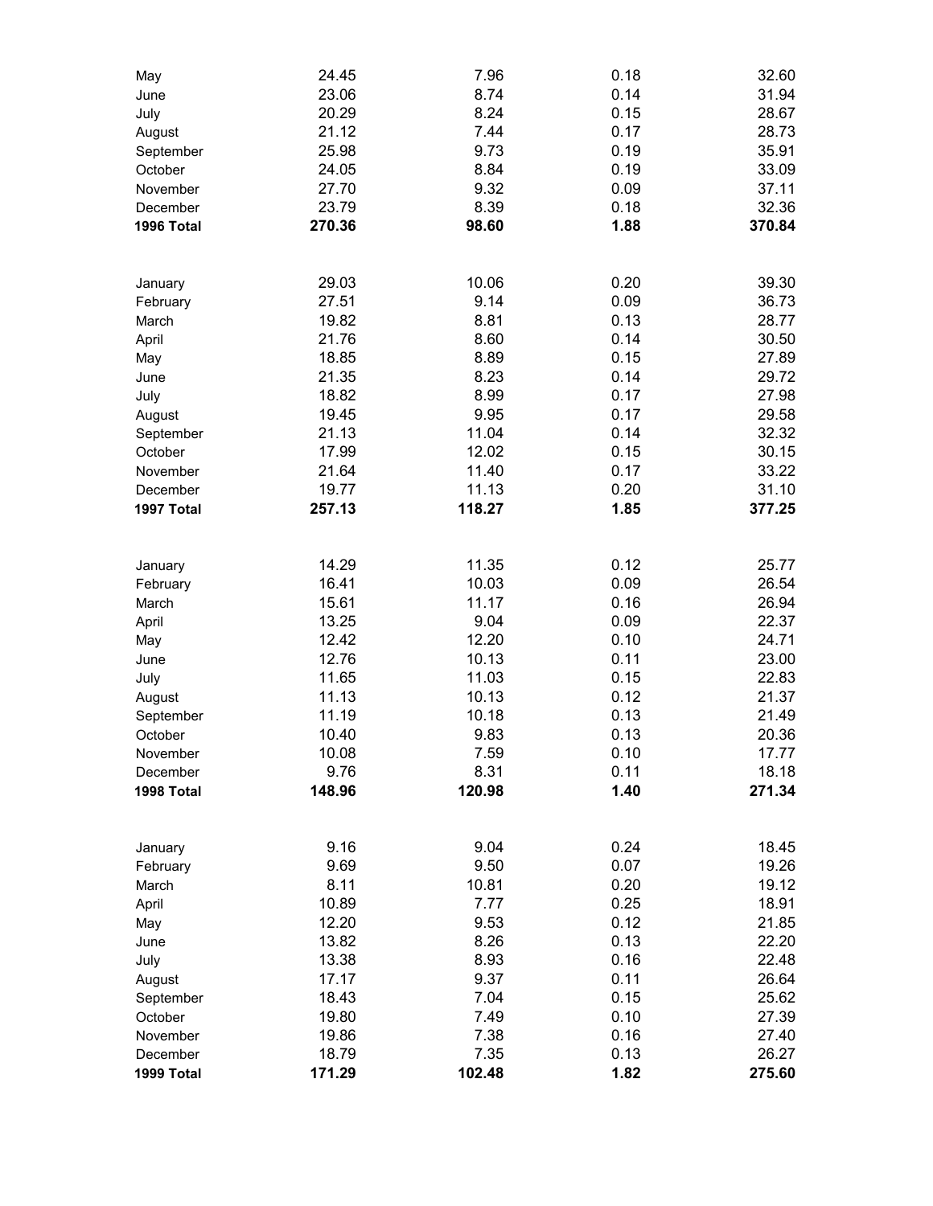| | | | | |
|---|---|---|---|---|
| May | 24.45 | 7.96 | 0.18 | 32.60 |
| June | 23.06 | 8.74 | 0.14 | 31.94 |
| July | 20.29 | 8.24 | 0.15 | 28.67 |
| August | 21.12 | 7.44 | 0.17 | 28.73 |
| September | 25.98 | 9.73 | 0.19 | 35.91 |
| October | 24.05 | 8.84 | 0.19 | 33.09 |
| November | 27.70 | 9.32 | 0.09 | 37.11 |
| December | 23.79 | 8.39 | 0.18 | 32.36 |
| **1996 Total** | **270.36** | **98.60** | **1.88** | **370.84** |
| | | | | |
| January | 29.03 | 10.06 | 0.20 | 39.30 |
| February | 27.51 | 9.14 | 0.09 | 36.73 |
| March | 19.82 | 8.81 | 0.13 | 28.77 |
| April | 21.76 | 8.60 | 0.14 | 30.50 |
| May | 18.85 | 8.89 | 0.15 | 27.89 |
| June | 21.35 | 8.23 | 0.14 | 29.72 |
| July | 18.82 | 8.99 | 0.17 | 27.98 |
| August | 19.45 | 9.95 | 0.17 | 29.58 |
| September | 21.13 | 11.04 | 0.14 | 32.32 |
| October | 17.99 | 12.02 | 0.15 | 30.15 |
| November | 21.64 | 11.40 | 0.17 | 33.22 |
| December | 19.77 | 11.13 | 0.20 | 31.10 |
| **1997 Total** | **257.13** | **118.27** | **1.85** | **377.25** |
| | | | | |
| January | 14.29 | 11.35 | 0.12 | 25.77 |
| February | 16.41 | 10.03 | 0.09 | 26.54 |
| March | 15.61 | 11.17 | 0.16 | 26.94 |
| April | 13.25 | 9.04 | 0.09 | 22.37 |
| May | 12.42 | 12.20 | 0.10 | 24.71 |
| June | 12.76 | 10.13 | 0.11 | 23.00 |
| July | 11.65 | 11.03 | 0.15 | 22.83 |
| August | 11.13 | 10.13 | 0.12 | 21.37 |
| September | 11.19 | 10.18 | 0.13 | 21.49 |
| October | 10.40 | 9.83 | 0.13 | 20.36 |
| November | 10.08 | 7.59 | 0.10 | 17.77 |
| December | 9.76 | 8.31 | 0.11 | 18.18 |
| **1998 Total** | **148.96** | **120.98** | **1.40** | **271.34** |
| | | | | |
| January | 9.16 | 9.04 | 0.24 | 18.45 |
| February | 9.69 | 9.50 | 0.07 | 19.26 |
| March | 8.11 | 10.81 | 0.20 | 19.12 |
| April | 10.89 | 7.77 | 0.25 | 18.91 |
| May | 12.20 | 9.53 | 0.12 | 21.85 |
| June | 13.82 | 8.26 | 0.13 | 22.20 |
| July | 13.38 | 8.93 | 0.16 | 22.48 |
| August | 17.17 | 9.37 | 0.11 | 26.64 |
| September | 18.43 | 7.04 | 0.15 | 25.62 |
| October | 19.80 | 7.49 | 0.10 | 27.39 |
| November | 19.86 | 7.38 | 0.16 | 27.40 |
| December | 18.79 | 7.35 | 0.13 | 26.27 |
| **1999 Total** | **171.29** | **102.48** | **1.82** | **275.60** |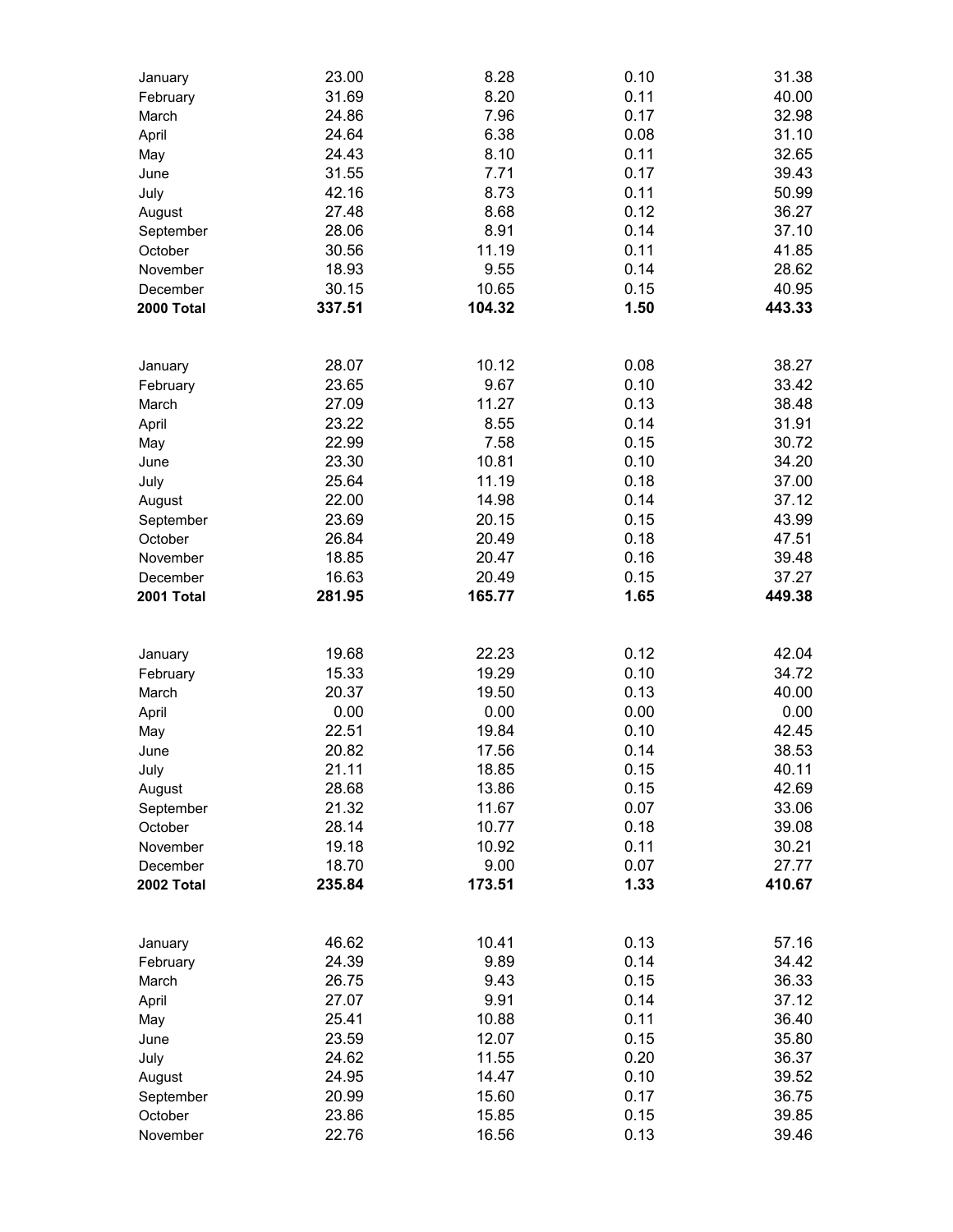| | | | | |
|---|---|---|---|---|
| January | 23.00 | 8.28 | 0.10 | 31.38 |
| February | 31.69 | 8.20 | 0.11 | 40.00 |
| March | 24.86 | 7.96 | 0.17 | 32.98 |
| April | 24.64 | 6.38 | 0.08 | 31.10 |
| May | 24.43 | 8.10 | 0.11 | 32.65 |
| June | 31.55 | 7.71 | 0.17 | 39.43 |
| July | 42.16 | 8.73 | 0.11 | 50.99 |
| August | 27.48 | 8.68 | 0.12 | 36.27 |
| September | 28.06 | 8.91 | 0.14 | 37.10 |
| October | 30.56 | 11.19 | 0.11 | 41.85 |
| November | 18.93 | 9.55 | 0.14 | 28.62 |
| December | 30.15 | 10.65 | 0.15 | 40.95 |
| **2000 Total** | **337.51** | **104.32** | **1.50** | **443.33** |
| | | | | |
| January | 28.07 | 10.12 | 0.08 | 38.27 |
| February | 23.65 | 9.67 | 0.10 | 33.42 |
| March | 27.09 | 11.27 | 0.13 | 38.48 |
| April | 23.22 | 8.55 | 0.14 | 31.91 |
| May | 22.99 | 7.58 | 0.15 | 30.72 |
| June | 23.30 | 10.81 | 0.10 | 34.20 |
| July | 25.64 | 11.19 | 0.18 | 37.00 |
| August | 22.00 | 14.98 | 0.14 | 37.12 |
| September | 23.69 | 20.15 | 0.15 | 43.99 |
| October | 26.84 | 20.49 | 0.18 | 47.51 |
| November | 18.85 | 20.47 | 0.16 | 39.48 |
| December | 16.63 | 20.49 | 0.15 | 37.27 |
| **2001 Total** | **281.95** | **165.77** | **1.65** | **449.38** |
| | | | | |
| January | 19.68 | 22.23 | 0.12 | 42.04 |
| February | 15.33 | 19.29 | 0.10 | 34.72 |
| March | 20.37 | 19.50 | 0.13 | 40.00 |
| April | 0.00 | 0.00 | 0.00 | 0.00 |
| May | 22.51 | 19.84 | 0.10 | 42.45 |
| June | 20.82 | 17.56 | 0.14 | 38.53 |
| July | 21.11 | 18.85 | 0.15 | 40.11 |
| August | 28.68 | 13.86 | 0.15 | 42.69 |
| September | 21.32 | 11.67 | 0.07 | 33.06 |
| October | 28.14 | 10.77 | 0.18 | 39.08 |
| November | 19.18 | 10.92 | 0.11 | 30.21 |
| December | 18.70 | 9.00 | 0.07 | 27.77 |
| **2002 Total** | **235.84** | **173.51** | **1.33** | **410.67** |
| | | | | |
| January | 46.62 | 10.41 | 0.13 | 57.16 |
| February | 24.39 | 9.89 | 0.14 | 34.42 |
| March | 26.75 | 9.43 | 0.15 | 36.33 |
| April | 27.07 | 9.91 | 0.14 | 37.12 |
| May | 25.41 | 10.88 | 0.11 | 36.40 |
| June | 23.59 | 12.07 | 0.15 | 35.80 |
| July | 24.62 | 11.55 | 0.20 | 36.37 |
| August | 24.95 | 14.47 | 0.10 | 39.52 |
| September | 20.99 | 15.60 | 0.17 | 36.75 |
| October | 23.86 | 15.85 | 0.15 | 39.85 |
| November | 22.76 | 16.56 | 0.13 | 39.46 |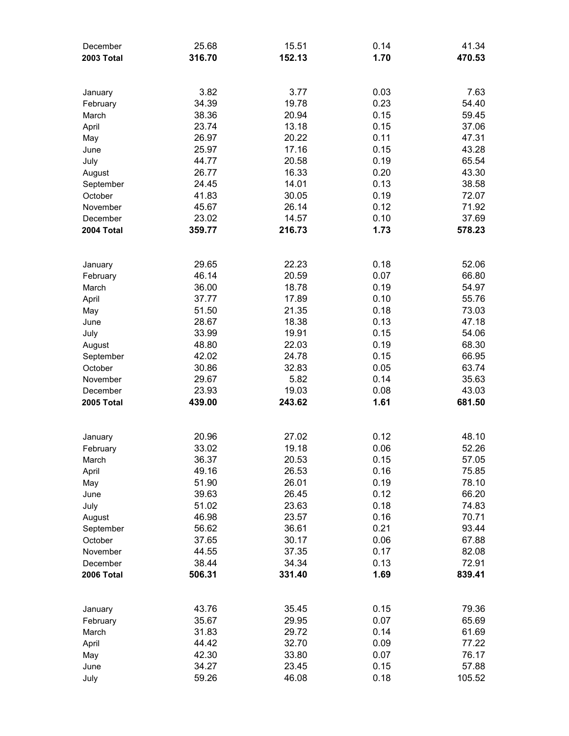| | | | | |
|---|---|---|---|---|
| December | 25.68 | 15.51 | 0.14 | 41.34 |
| **2003 Total** | **316.70** | **152.13** | **1.70** | **470.53** |
| | | | | |
| January | 3.82 | 3.77 | 0.03 | 7.63 |
| February | 34.39 | 19.78 | 0.23 | 54.40 |
| March | 38.36 | 20.94 | 0.15 | 59.45 |
| April | 23.74 | 13.18 | 0.15 | 37.06 |
| May | 26.97 | 20.22 | 0.11 | 47.31 |
| June | 25.97 | 17.16 | 0.15 | 43.28 |
| July | 44.77 | 20.58 | 0.19 | 65.54 |
| August | 26.77 | 16.33 | 0.20 | 43.30 |
| September | 24.45 | 14.01 | 0.13 | 38.58 |
| October | 41.83 | 30.05 | 0.19 | 72.07 |
| November | 45.67 | 26.14 | 0.12 | 71.92 |
| December | 23.02 | 14.57 | 0.10 | 37.69 |
| **2004 Total** | **359.77** | **216.73** | **1.73** | **578.23** |
| | | | | |
| January | 29.65 | 22.23 | 0.18 | 52.06 |
| February | 46.14 | 20.59 | 0.07 | 66.80 |
| March | 36.00 | 18.78 | 0.19 | 54.97 |
| April | 37.77 | 17.89 | 0.10 | 55.76 |
| May | 51.50 | 21.35 | 0.18 | 73.03 |
| June | 28.67 | 18.38 | 0.13 | 47.18 |
| July | 33.99 | 19.91 | 0.15 | 54.06 |
| August | 48.80 | 22.03 | 0.19 | 68.30 |
| September | 42.02 | 24.78 | 0.15 | 66.95 |
| October | 30.86 | 32.83 | 0.05 | 63.74 |
| November | 29.67 | 5.82 | 0.14 | 35.63 |
| December | 23.93 | 19.03 | 0.08 | 43.03 |
| **2005 Total** | **439.00** | **243.62** | **1.61** | **681.50** |
| | | | | |
| January | 20.96 | 27.02 | 0.12 | 48.10 |
| February | 33.02 | 19.18 | 0.06 | 52.26 |
| March | 36.37 | 20.53 | 0.15 | 57.05 |
| April | 49.16 | 26.53 | 0.16 | 75.85 |
| May | 51.90 | 26.01 | 0.19 | 78.10 |
| June | 39.63 | 26.45 | 0.12 | 66.20 |
| July | 51.02 | 23.63 | 0.18 | 74.83 |
| August | 46.98 | 23.57 | 0.16 | 70.71 |
| September | 56.62 | 36.61 | 0.21 | 93.44 |
| October | 37.65 | 30.17 | 0.06 | 67.88 |
| November | 44.55 | 37.35 | 0.17 | 82.08 |
| December | 38.44 | 34.34 | 0.13 | 72.91 |
| **2006 Total** | **506.31** | **331.40** | **1.69** | **839.41** |
| | | | | |
| January | 43.76 | 35.45 | 0.15 | 79.36 |
| February | 35.67 | 29.95 | 0.07 | 65.69 |
| March | 31.83 | 29.72 | 0.14 | 61.69 |
| April | 44.42 | 32.70 | 0.09 | 77.22 |
| May | 42.30 | 33.80 | 0.07 | 76.17 |
| June | 34.27 | 23.45 | 0.15 | 57.88 |
| July | 59.26 | 46.08 | 0.18 | 105.52 |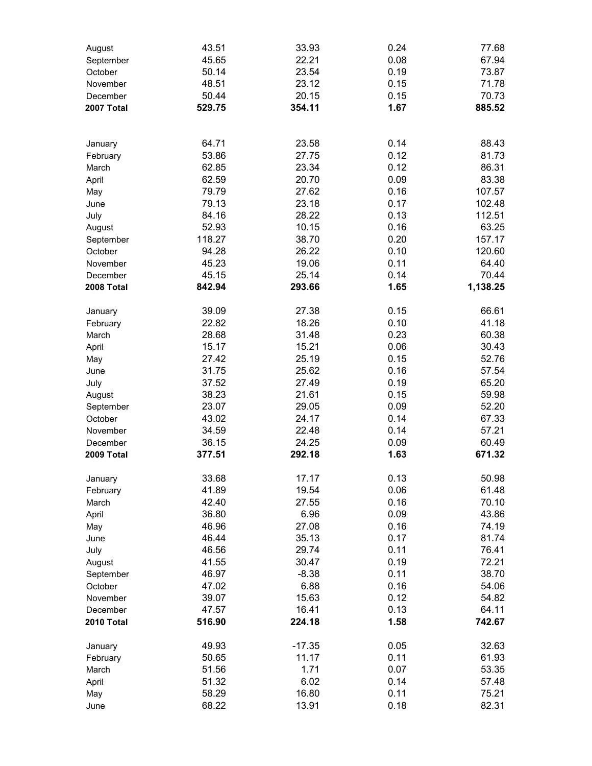| | | | | |
|---|---|---|---|---|
| August | 43.51 | 33.93 | 0.24 | 77.68 |
| September | 45.65 | 22.21 | 0.08 | 67.94 |
| October | 50.14 | 23.54 | 0.19 | 73.87 |
| November | 48.51 | 23.12 | 0.15 | 71.78 |
| December | 50.44 | 20.15 | 0.15 | 70.73 |
| **2007 Total** | **529.75** | **354.11** | **1.67** | **885.52** |
| | | | | |
| January | 64.71 | 23.58 | 0.14 | 88.43 |
| February | 53.86 | 27.75 | 0.12 | 81.73 |
| March | 62.85 | 23.34 | 0.12 | 86.31 |
| April | 62.59 | 20.70 | 0.09 | 83.38 |
| May | 79.79 | 27.62 | 0.16 | 107.57 |
| June | 79.13 | 23.18 | 0.17 | 102.48 |
| July | 84.16 | 28.22 | 0.13 | 112.51 |
| August | 52.93 | 10.15 | 0.16 | 63.25 |
| September | 118.27 | 38.70 | 0.20 | 157.17 |
| October | 94.28 | 26.22 | 0.10 | 120.60 |
| November | 45.23 | 19.06 | 0.11 | 64.40 |
| December | 45.15 | 25.14 | 0.14 | 70.44 |
| **2008 Total** | **842.94** | **293.66** | **1.65** | **1,138.25** |
| | | | | |
| January | 39.09 | 27.38 | 0.15 | 66.61 |
| February | 22.82 | 18.26 | 0.10 | 41.18 |
| March | 28.68 | 31.48 | 0.23 | 60.38 |
| April | 15.17 | 15.21 | 0.06 | 30.43 |
| May | 27.42 | 25.19 | 0.15 | 52.76 |
| June | 31.75 | 25.62 | 0.16 | 57.54 |
| July | 37.52 | 27.49 | 0.19 | 65.20 |
| August | 38.23 | 21.61 | 0.15 | 59.98 |
| September | 23.07 | 29.05 | 0.09 | 52.20 |
| October | 43.02 | 24.17 | 0.14 | 67.33 |
| November | 34.59 | 22.48 | 0.14 | 57.21 |
| December | 36.15 | 24.25 | 0.09 | 60.49 |
| **2009 Total** | **377.51** | **292.18** | **1.63** | **671.32** |
| | | | | |
| January | 33.68 | 17.17 | 0.13 | 50.98 |
| February | 41.89 | 19.54 | 0.06 | 61.48 |
| March | 42.40 | 27.55 | 0.16 | 70.10 |
| April | 36.80 | 6.96 | 0.09 | 43.86 |
| May | 46.96 | 27.08 | 0.16 | 74.19 |
| June | 46.44 | 35.13 | 0.17 | 81.74 |
| July | 46.56 | 29.74 | 0.11 | 76.41 |
| August | 41.55 | 30.47 | 0.19 | 72.21 |
| September | 46.97 | -8.38 | 0.11 | 38.70 |
| October | 47.02 | 6.88 | 0.16 | 54.06 |
| November | 39.07 | 15.63 | 0.12 | 54.82 |
| December | 47.57 | 16.41 | 0.13 | 64.11 |
| **2010 Total** | **516.90** | **224.18** | **1.58** | **742.67** |
| | | | | |
| January | 49.93 | -17.35 | 0.05 | 32.63 |
| February | 50.65 | 11.17 | 0.11 | 61.93 |
| March | 51.56 | 1.71 | 0.07 | 53.35 |
| April | 51.32 | 6.02 | 0.14 | 57.48 |
| May | 58.29 | 16.80 | 0.11 | 75.21 |
| June | 68.22 | 13.91 | 0.18 | 82.31 |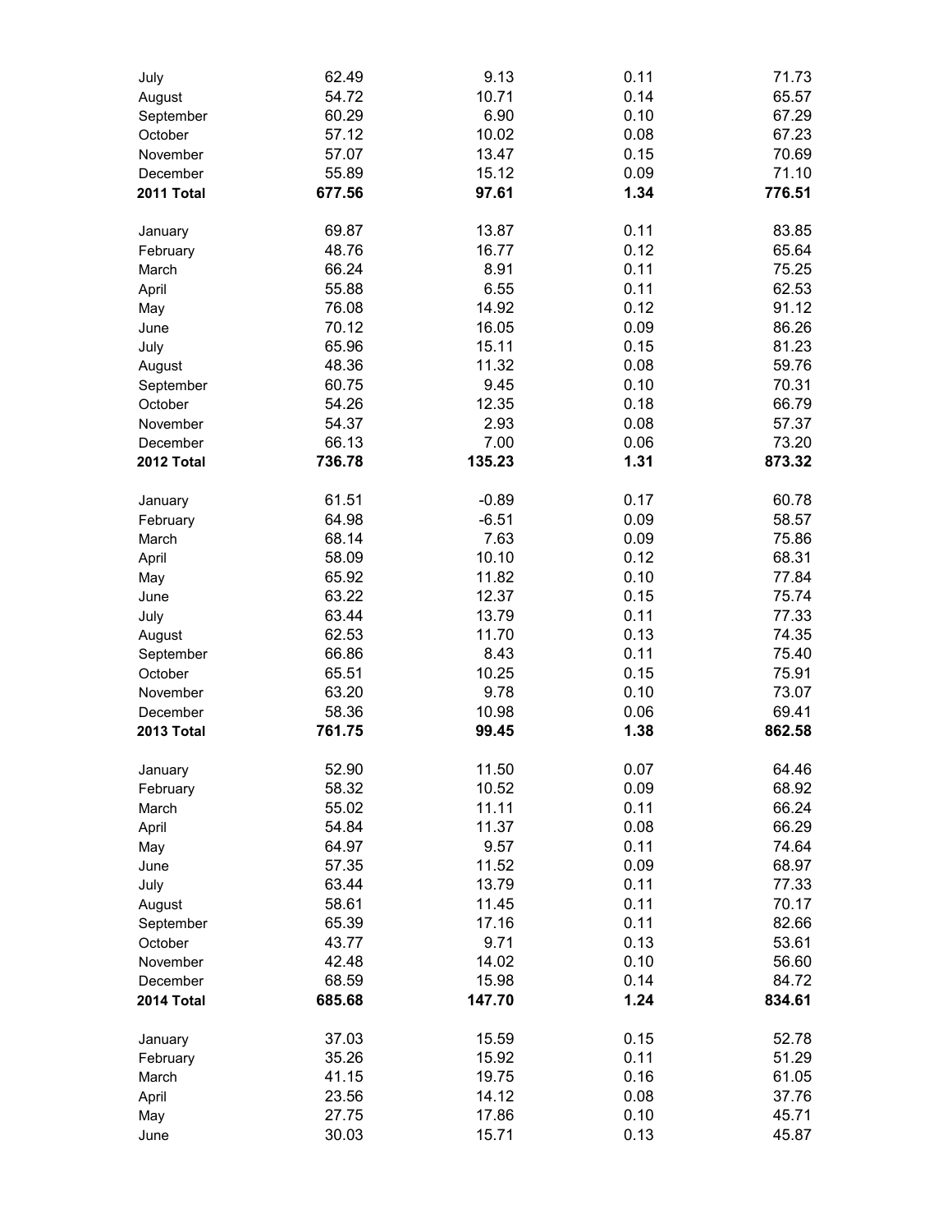| | | | | |
|---|---|---|---|---|
| July | 62.49 | 9.13 | 0.11 | 71.73 |
| August | 54.72 | 10.71 | 0.14 | 65.57 |
| September | 60.29 | 6.90 | 0.10 | 67.29 |
| October | 57.12 | 10.02 | 0.08 | 67.23 |
| November | 57.07 | 13.47 | 0.15 | 70.69 |
| December | 55.89 | 15.12 | 0.09 | 71.10 |
| **2011 Total** | **677.56** | **97.61** | **1.34** | **776.51** |
| | | | | |
| January | 69.87 | 13.87 | 0.11 | 83.85 |
| February | 48.76 | 16.77 | 0.12 | 65.64 |
| March | 66.24 | 8.91 | 0.11 | 75.25 |
| April | 55.88 | 6.55 | 0.11 | 62.53 |
| May | 76.08 | 14.92 | 0.12 | 91.12 |
| June | 70.12 | 16.05 | 0.09 | 86.26 |
| July | 65.96 | 15.11 | 0.15 | 81.23 |
| August | 48.36 | 11.32 | 0.08 | 59.76 |
| September | 60.75 | 9.45 | 0.10 | 70.31 |
| October | 54.26 | 12.35 | 0.18 | 66.79 |
| November | 54.37 | 2.93 | 0.08 | 57.37 |
| December | 66.13 | 7.00 | 0.06 | 73.20 |
| **2012 Total** | **736.78** | **135.23** | **1.31** | **873.32** |
| | | | | |
| January | 61.51 | -0.89 | 0.17 | 60.78 |
| February | 64.98 | -6.51 | 0.09 | 58.57 |
| March | 68.14 | 7.63 | 0.09 | 75.86 |
| April | 58.09 | 10.10 | 0.12 | 68.31 |
| May | 65.92 | 11.82 | 0.10 | 77.84 |
| June | 63.22 | 12.37 | 0.15 | 75.74 |
| July | 63.44 | 13.79 | 0.11 | 77.33 |
| August | 62.53 | 11.70 | 0.13 | 74.35 |
| September | 66.86 | 8.43 | 0.11 | 75.40 |
| October | 65.51 | 10.25 | 0.15 | 75.91 |
| November | 63.20 | 9.78 | 0.10 | 73.07 |
| December | 58.36 | 10.98 | 0.06 | 69.41 |
| **2013 Total** | **761.75** | **99.45** | **1.38** | **862.58** |
| | | | | |
| January | 52.90 | 11.50 | 0.07 | 64.46 |
| February | 58.32 | 10.52 | 0.09 | 68.92 |
| March | 55.02 | 11.11 | 0.11 | 66.24 |
| April | 54.84 | 11.37 | 0.08 | 66.29 |
| May | 64.97 | 9.57 | 0.11 | 74.64 |
| June | 57.35 | 11.52 | 0.09 | 68.97 |
| July | 63.44 | 13.79 | 0.11 | 77.33 |
| August | 58.61 | 11.45 | 0.11 | 70.17 |
| September | 65.39 | 17.16 | 0.11 | 82.66 |
| October | 43.77 | 9.71 | 0.13 | 53.61 |
| November | 42.48 | 14.02 | 0.10 | 56.60 |
| December | 68.59 | 15.98 | 0.14 | 84.72 |
| **2014 Total** | **685.68** | **147.70** | **1.24** | **834.61** |
| | | | | |
| January | 37.03 | 15.59 | 0.15 | 52.78 |
| February | 35.26 | 15.92 | 0.11 | 51.29 |
| March | 41.15 | 19.75 | 0.16 | 61.05 |
| April | 23.56 | 14.12 | 0.08 | 37.76 |
| May | 27.75 | 17.86 | 0.10 | 45.71 |
| June | 30.03 | 15.71 | 0.13 | 45.87 |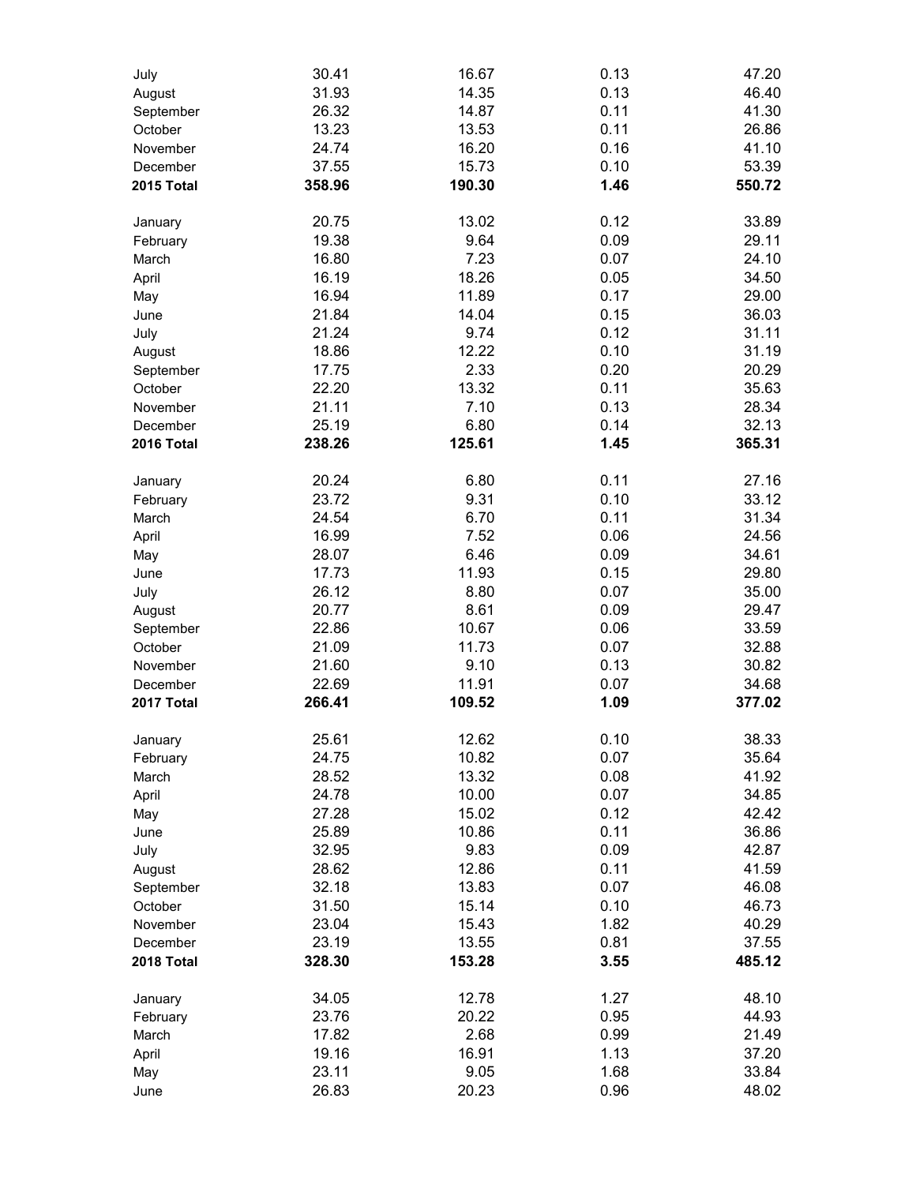| | | | | |
|---|---|---|---|---|
| July | 30.41 | 16.67 | 0.13 | 47.20 |
| August | 31.93 | 14.35 | 0.13 | 46.40 |
| September | 26.32 | 14.87 | 0.11 | 41.30 |
| October | 13.23 | 13.53 | 0.11 | 26.86 |
| November | 24.74 | 16.20 | 0.16 | 41.10 |
| December | 37.55 | 15.73 | 0.10 | 53.39 |
| **2015 Total** | **358.96** | **190.30** | **1.46** | **550.72** |
| | | | | |
| January | 20.75 | 13.02 | 0.12 | 33.89 |
| February | 19.38 | 9.64 | 0.09 | 29.11 |
| March | 16.80 | 7.23 | 0.07 | 24.10 |
| April | 16.19 | 18.26 | 0.05 | 34.50 |
| May | 16.94 | 11.89 | 0.17 | 29.00 |
| June | 21.84 | 14.04 | 0.15 | 36.03 |
| July | 21.24 | 9.74 | 0.12 | 31.11 |
| August | 18.86 | 12.22 | 0.10 | 31.19 |
| September | 17.75 | 2.33 | 0.20 | 20.29 |
| October | 22.20 | 13.32 | 0.11 | 35.63 |
| November | 21.11 | 7.10 | 0.13 | 28.34 |
| December | 25.19 | 6.80 | 0.14 | 32.13 |
| **2016 Total** | **238.26** | **125.61** | **1.45** | **365.31** |
| | | | | |
| January | 20.24 | 6.80 | 0.11 | 27.16 |
| February | 23.72 | 9.31 | 0.10 | 33.12 |
| March | 24.54 | 6.70 | 0.11 | 31.34 |
| April | 16.99 | 7.52 | 0.06 | 24.56 |
| May | 28.07 | 6.46 | 0.09 | 34.61 |
| June | 17.73 | 11.93 | 0.15 | 29.80 |
| July | 26.12 | 8.80 | 0.07 | 35.00 |
| August | 20.77 | 8.61 | 0.09 | 29.47 |
| September | 22.86 | 10.67 | 0.06 | 33.59 |
| October | 21.09 | 11.73 | 0.07 | 32.88 |
| November | 21.60 | 9.10 | 0.13 | 30.82 |
| December | 22.69 | 11.91 | 0.07 | 34.68 |
| **2017 Total** | **266.41** | **109.52** | **1.09** | **377.02** |
| | | | | |
| January | 25.61 | 12.62 | 0.10 | 38.33 |
| February | 24.75 | 10.82 | 0.07 | 35.64 |
| March | 28.52 | 13.32 | 0.08 | 41.92 |
| April | 24.78 | 10.00 | 0.07 | 34.85 |
| May | 27.28 | 15.02 | 0.12 | 42.42 |
| June | 25.89 | 10.86 | 0.11 | 36.86 |
| July | 32.95 | 9.83 | 0.09 | 42.87 |
| August | 28.62 | 12.86 | 0.11 | 41.59 |
| September | 32.18 | 13.83 | 0.07 | 46.08 |
| October | 31.50 | 15.14 | 0.10 | 46.73 |
| November | 23.04 | 15.43 | 1.82 | 40.29 |
| December | 23.19 | 13.55 | 0.81 | 37.55 |
| **2018 Total** | **328.30** | **153.28** | **3.55** | **485.12** |
| | | | | |
| January | 34.05 | 12.78 | 1.27 | 48.10 |
| February | 23.76 | 20.22 | 0.95 | 44.93 |
| March | 17.82 | 2.68 | 0.99 | 21.49 |
| April | 19.16 | 16.91 | 1.13 | 37.20 |
| May | 23.11 | 9.05 | 1.68 | 33.84 |
| June | 26.83 | 20.23 | 0.96 | 48.02 |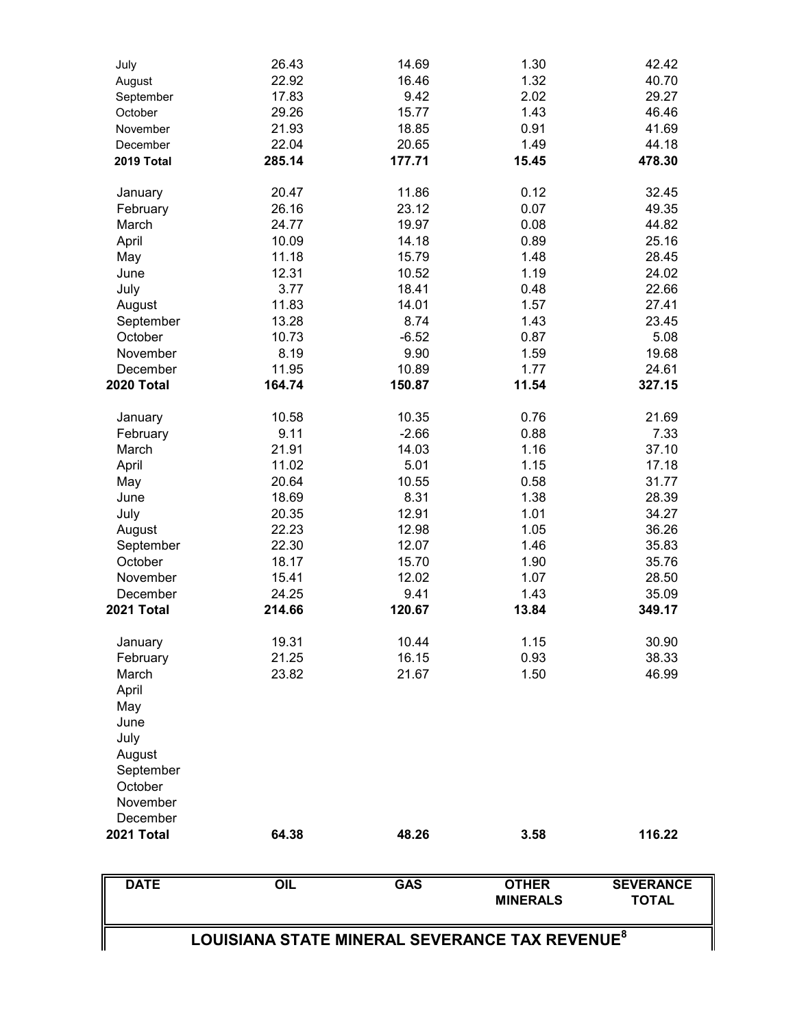## LOUISIANA STATE MINERAL SEVERANCE TAX REVENUE[8]

| DATE | OIL | GAS | OTHER MINERALS | SEVERANCE TOTAL |
|---|---|---|---|---|
| July | 26.43 | 14.69 | 1.30 | 42.42 |
| August | 22.92 | 16.46 | 1.32 | 40.70 |
| September | 17.83 | 9.42 | 2.02 | 29.27 |
| October | 29.26 | 15.77 | 1.43 | 46.46 |
| November | 21.93 | 18.85 | 0.91 | 41.69 |
| December | 22.04 | 20.65 | 1.49 | 44.18 |
| **2019 Total** | **285.14** | **177.71** | **15.45** | **478.30** |
| January | 20.47 | 11.86 | 0.12 | 32.45 |
| February | 26.16 | 23.12 | 0.07 | 49.35 |
| March | 24.77 | 19.97 | 0.08 | 44.82 |
| April | 10.09 | 14.18 | 0.89 | 25.16 |
| May | 11.18 | 15.79 | 1.48 | 28.45 |
| June | 12.31 | 10.52 | 1.19 | 24.02 |
| July | 3.77 | 18.41 | 0.48 | 22.66 |
| August | 11.83 | 14.01 | 1.57 | 27.41 |
| September | 13.28 | 8.74 | 1.43 | 23.45 |
| October | 10.73 | -6.52 | 0.87 | 5.08 |
| November | 8.19 | 9.90 | 1.59 | 19.68 |
| December | 11.95 | 10.89 | 1.77 | 24.61 |
| **2020 Total** | **164.74** | **150.87** | **11.54** | **327.15** |
| January | 10.58 | 10.35 | 0.76 | 21.69 |
| February | 9.11 | -2.66 | 0.88 | 7.33 |
| March | 21.91 | 14.03 | 1.16 | 37.10 |
| April | 11.02 | 5.01 | 1.15 | 17.18 |
| May | 20.64 | 10.55 | 0.58 | 31.77 |
| June | 18.69 | 8.31 | 1.38 | 28.39 |
| July | 20.35 | 12.91 | 1.01 | 34.27 |
| August | 22.23 | 12.98 | 1.05 | 36.26 |
| September | 22.30 | 12.07 | 1.46 | 35.83 |
| October | 18.17 | 15.70 | 1.90 | 35.76 |
| November | 15.41 | 12.02 | 1.07 | 28.50 |
| December | 24.25 | 9.41 | 1.43 | 35.09 |
| **2021 Total** | **214.66** | **120.67** | **13.84** | **349.17** |
| January | 19.31 | 10.44 | 1.15 | 30.90 |
| February | 21.25 | 16.15 | 0.93 | 38.33 |
| March | 23.82 | 21.67 | 1.50 | 46.99 |
| April | | | | |
| May | | | | |
| June | | | | |
| July | | | | |
| August | | | | |
| September | | | | |
| October | | | | |
| November | | | | |
| December | | | | |
| **2021 Total** | **64.38** | **48.26** | **3.58** | **116.22** |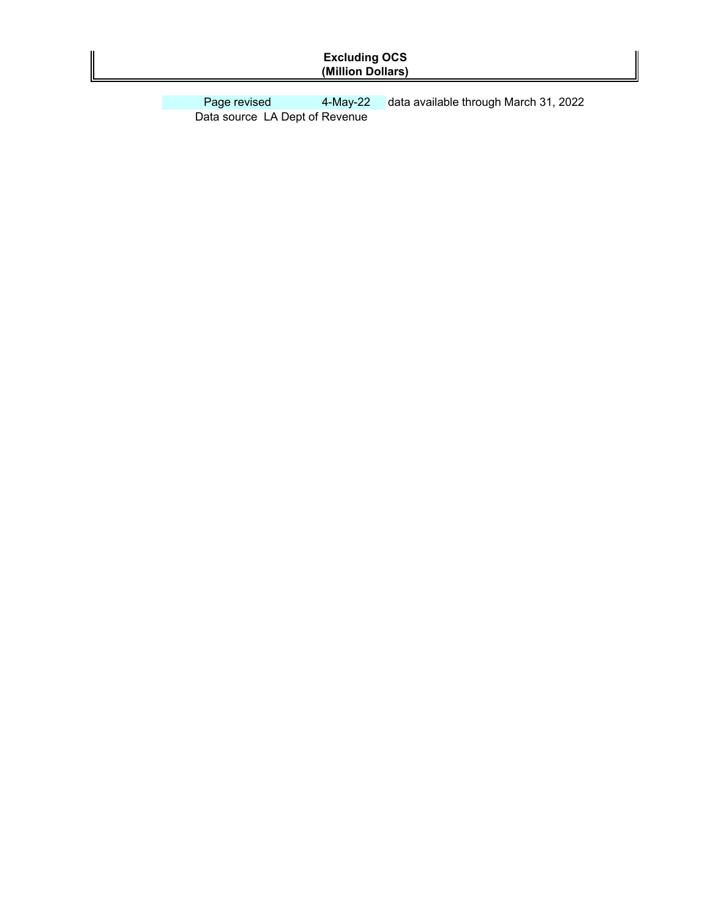**Excluding OCS**
**(Million Dollars)**

Page revised 4-May-22 data available through March 31, 2022

Data source LA Dept of Revenue